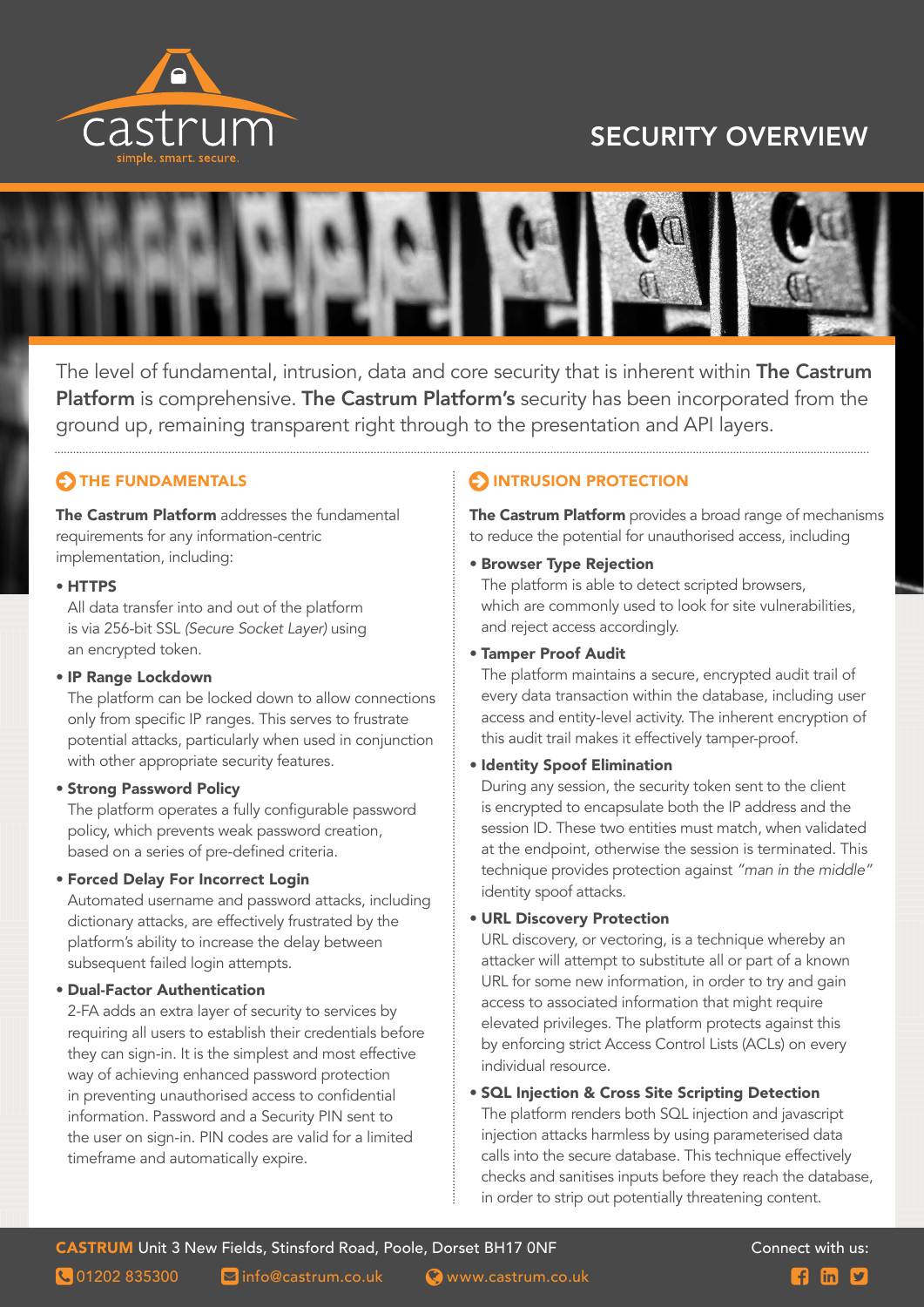castrum
simple. smart. secure.

# SECURITY OVERVIEW

The level of fundamental, intrusion, data and core security that is inherent within **The Castrum Platform** is comprehensive. **The Castrum Platform's** security has been incorporated from the ground up, remaining transparent right through to the presentation and API layers.

## THE FUNDAMENTALS

**The Castrum Platform** addresses the fundamental requirements for any information-centric implementation, including:

- **HTTPS**
  All data transfer into and out of the platform is via 256-bit SSL *(Secure Socket Layer)* using an encrypted token.
- **IP Range Lockdown**
  The platform can be locked down to allow connections only from specific IP ranges. This serves to frustrate potential attacks, particularly when used in conjunction with other appropriate security features.
- **Strong Password Policy**
  The platform operates a fully configurable password policy, which prevents weak password creation, based on a series of pre-defined criteria.
- **Forced Delay For Incorrect Login**
  Automated username and password attacks, including dictionary attacks, are effectively frustrated by the platform's ability to increase the delay between subsequent failed login attempts.
- **Dual-Factor Authentication**
  2-FA adds an extra layer of security to services by requiring all users to establish their credentials before they can sign-in. It is the simplest and most effective way of achieving enhanced password protection in preventing unauthorised access to confidential information. Password and a Security PIN sent to the user on sign-in. PIN codes are valid for a limited timeframe and automatically expire.

## INTRUSION PROTECTION

**The Castrum Platform** provides a broad range of mechanisms to reduce the potential for unauthorised access, including

- **Browser Type Rejection**
  The platform is able to detect scripted browsers, which are commonly used to look for site vulnerabilities, and reject access accordingly.
- **Tamper Proof Audit**
  The platform maintains a secure, encrypted audit trail of every data transaction within the database, including user access and entity-level activity. The inherent encryption of this audit trail makes it effectively tamper-proof.
- **Identity Spoof Elimination**
  During any session, the security token sent to the client is encrypted to encapsulate both the IP address and the session ID. These two entities must match, when validated at the endpoint, otherwise the session is terminated. This technique provides protection against *"man in the middle"* identity spoof attacks.
- **URL Discovery Protection**
  URL discovery, or vectoring, is a technique whereby an attacker will attempt to substitute all or part of a known URL for some new information, in order to try and gain access to associated information that might require elevated privileges. The platform protects against this by enforcing strict Access Control Lists (ACLs) on every individual resource.
- **SQL Injection & Cross Site Scripting Detection**
  The platform renders both SQL injection and javascript injection attacks harmless by using parameterised data calls into the secure database. This technique effectively checks and sanitises inputs before they reach the database, in order to strip out potentially threatening content.

**CASTRUM** Unit 3 New Fields, Stinsford Road, Poole, Dorset BH17 0NF

01202 835300 info@castrum.co.uk www.castrum.co.uk

Connect with us: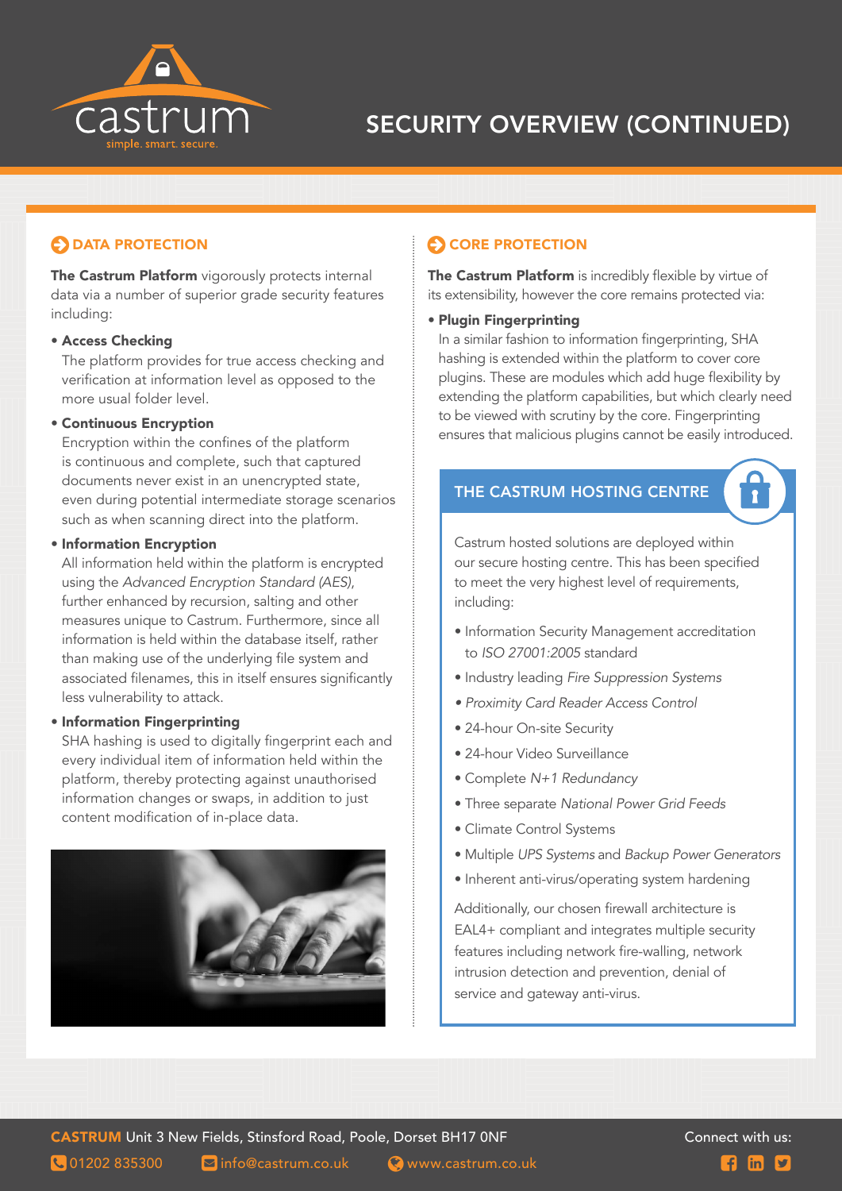# SECURITY OVERVIEW (CONTINUED)

## DATA PROTECTION

**The Castrum Platform** vigorously protects internal data via a number of superior grade security features including:

- **Access Checking**
  The platform provides for true access checking and verification at information level as opposed to the more usual folder level.
- **Continuous Encryption**
  Encryption within the confines of the platform is continuous and complete, such that captured documents never exist in an unencrypted state, even during potential intermediate storage scenarios such as when scanning direct into the platform.
- **Information Encryption**
  All information held within the platform is encrypted using the *Advanced Encryption Standard (AES)*, further enhanced by recursion, salting and other measures unique to Castrum. Furthermore, since all information is held within the database itself, rather than making use of the underlying file system and associated filenames, this in itself ensures significantly less vulnerability to attack.
- **Information Fingerprinting**
  SHA hashing is used to digitally fingerprint each and every individual item of information held within the platform, thereby protecting against unauthorised information changes or swaps, in addition to just content modification of in-place data.

## CORE PROTECTION

**The Castrum Platform** is incredibly flexible by virtue of its extensibility, however the core remains protected via:

- **Plugin Fingerprinting**
  In a similar fashion to information fingerprinting, SHA hashing is extended within the platform to cover core plugins. These are modules which add huge flexibility by extending the platform capabilities, but which clearly need to be viewed with scrutiny by the core. Fingerprinting ensures that malicious plugins cannot be easily introduced.

## THE CASTRUM HOSTING CENTRE

Castrum hosted solutions are deployed within our secure hosting centre. This has been specified to meet the very highest level of requirements, including:

- Information Security Management accreditation to *ISO 27001:2005* standard
- Industry leading *Fire Suppression Systems*
- *Proximity Card Reader Access Control*
- 24-hour On-site Security
- 24-hour Video Surveillance
- Complete *N+1 Redundancy*
- Three separate *National Power Grid Feeds*
- Climate Control Systems
- Multiple *UPS Systems* and *Backup Power Generators*
- Inherent anti-virus/operating system hardening

Additionally, our chosen firewall architecture is EAL4+ compliant and integrates multiple security features including network fire-walling, network intrusion detection and prevention, denial of service and gateway anti-virus.

**CASTRUM** Unit 3 New Fields, Stinsford Road, Poole, Dorset BH17 0NF

01202 835300 info@castrum.co.uk www.castrum.co.uk

Connect with us: